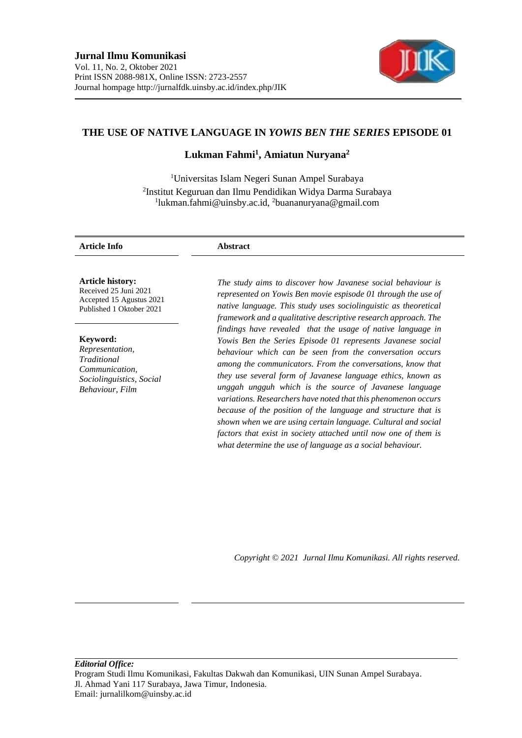**Jurnal Ilmu Komunikasi**
Vol. 11, No. 2, Oktober 2021
Print ISSN 2088-981X, Online ISSN: 2723-2557
Journal hompage http://jurnalfdk.uinsby.ac.id/index.php/JIK

# THE USE OF NATIVE LANGUAGE IN *YOWIS BEN THE SERIES* EPISODE 01

**Lukman Fahmi[1], Amiatun Nuryana[2]**

[1]Universitas Islam Negeri Sunan Ampel Surabaya
[2]Institut Keguruan dan Ilmu Pendidikan Widya Darma Surabaya
[1]lukman.fahmi@uinsby.ac.id, [2]buananuryana@gmail.com

**Article Info**

**Article history:**
Received 25 Juni 2021
Accepted 15 Agustus 2021
Published 1 Oktober 2021

**Keyword:**
*Representation, Traditional Communication, Sociolinguistics, Social Behaviour, Film*

**Abstract**

*The study aims to discover how Javanese social behaviour is represented on Yowis Ben movie espisode 01 through the use of native language. This study uses sociolinguistic as theoretical framework and a qualitative descriptive research approach. The findings have revealed that the usage of native language in Yowis Ben the Series Episode 01 represents Javanese social behaviour which can be seen from the conversation occurs among the communicators. From the conversations, know that they use several form of Javanese language ethics, known as unggah ungguh which is the source of Javanese language variations. Researchers have noted that this phenomenon occurs because of the position of the language and structure that is shown when we are using certain language. Cultural and social factors that exist in society attached until now one of them is what determine the use of language as a social behaviour.*

*Copyright © 2021 Jurnal Ilmu Komunikasi. All rights reserved.*

***Editorial Office:***
Program Studi Ilmu Komunikasi, Fakultas Dakwah dan Komunikasi, UIN Sunan Ampel Surabaya.
Jl. Ahmad Yani 117 Surabaya, Jawa Timur, Indonesia.
Email: jurnalilkom@uinsby.ac.id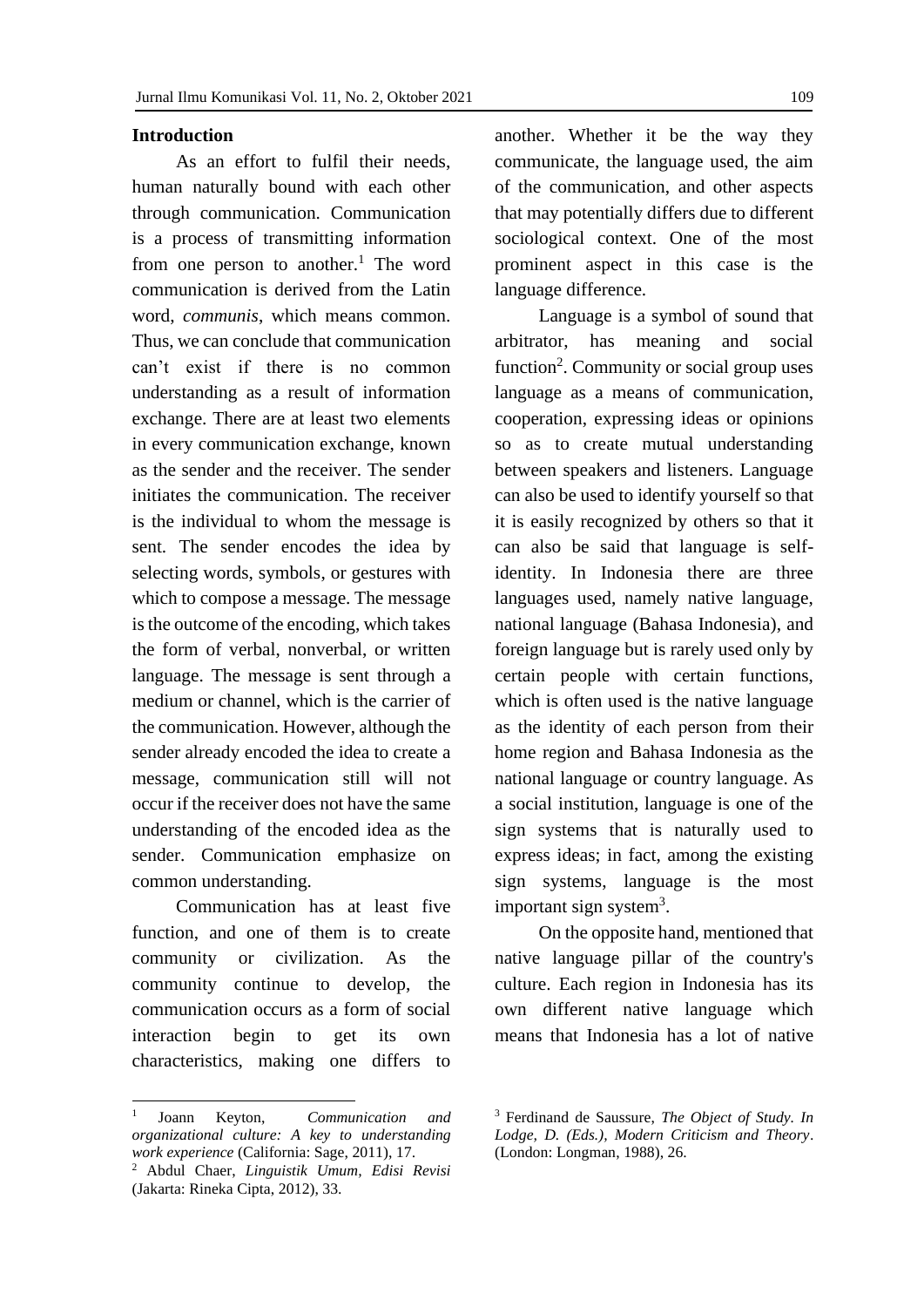## Introduction

As an effort to fulfil their needs, human naturally bound with each other through communication. Communication is a process of transmitting information from one person to another.[1] The word communication is derived from the Latin word, *communis*, which means common. Thus, we can conclude that communication can't exist if there is no common understanding as a result of information exchange. There are at least two elements in every communication exchange, known as the sender and the receiver. The sender initiates the communication. The receiver is the individual to whom the message is sent. The sender encodes the idea by selecting words, symbols, or gestures with which to compose a message. The message is the outcome of the encoding, which takes the form of verbal, nonverbal, or written language. The message is sent through a medium or channel, which is the carrier of the communication. However, although the sender already encoded the idea to create a message, communication still will not occur if the receiver does not have the same understanding of the encoded idea as the sender. Communication emphasize on common understanding.

Communication has at least five function, and one of them is to create community or civilization. As the community continue to develop, the communication occurs as a form of social interaction begin to get its own characteristics, making one differs to another. Whether it be the way they communicate, the language used, the aim of the communication, and other aspects that may potentially differs due to different sociological context. One of the most prominent aspect in this case is the language difference.

Language is a symbol of sound that arbitrator, has meaning and social function[2]. Community or social group uses language as a means of communication, cooperation, expressing ideas or opinions so as to create mutual understanding between speakers and listeners. Language can also be used to identify yourself so that it is easily recognized by others so that it can also be said that language is self-identity. In Indonesia there are three languages used, namely native language, national language (Bahasa Indonesia), and foreign language but is rarely used only by certain people with certain functions, which is often used is the native language as the identity of each person from their home region and Bahasa Indonesia as the national language or country language. As a social institution, language is one of the sign systems that is naturally used to express ideas; in fact, among the existing sign systems, language is the most important sign system[3].

On the opposite hand, mentioned that native language pillar of the country's culture. Each region in Indonesia has its own different native language which means that Indonesia has a lot of native

---

[1] Joann Keyton, *Communication and organizational culture: A key to understanding work experience* (California: Sage, 2011), 17.

[2] Abdul Chaer, *Linguistik Umum, Edisi Revisi* (Jakarta: Rineka Cipta, 2012), 33.

[3] Ferdinand de Saussure, *The Object of Study. In Lodge, D. (Eds.), Modern Criticism and Theory*. (London: Longman, 1988), 26.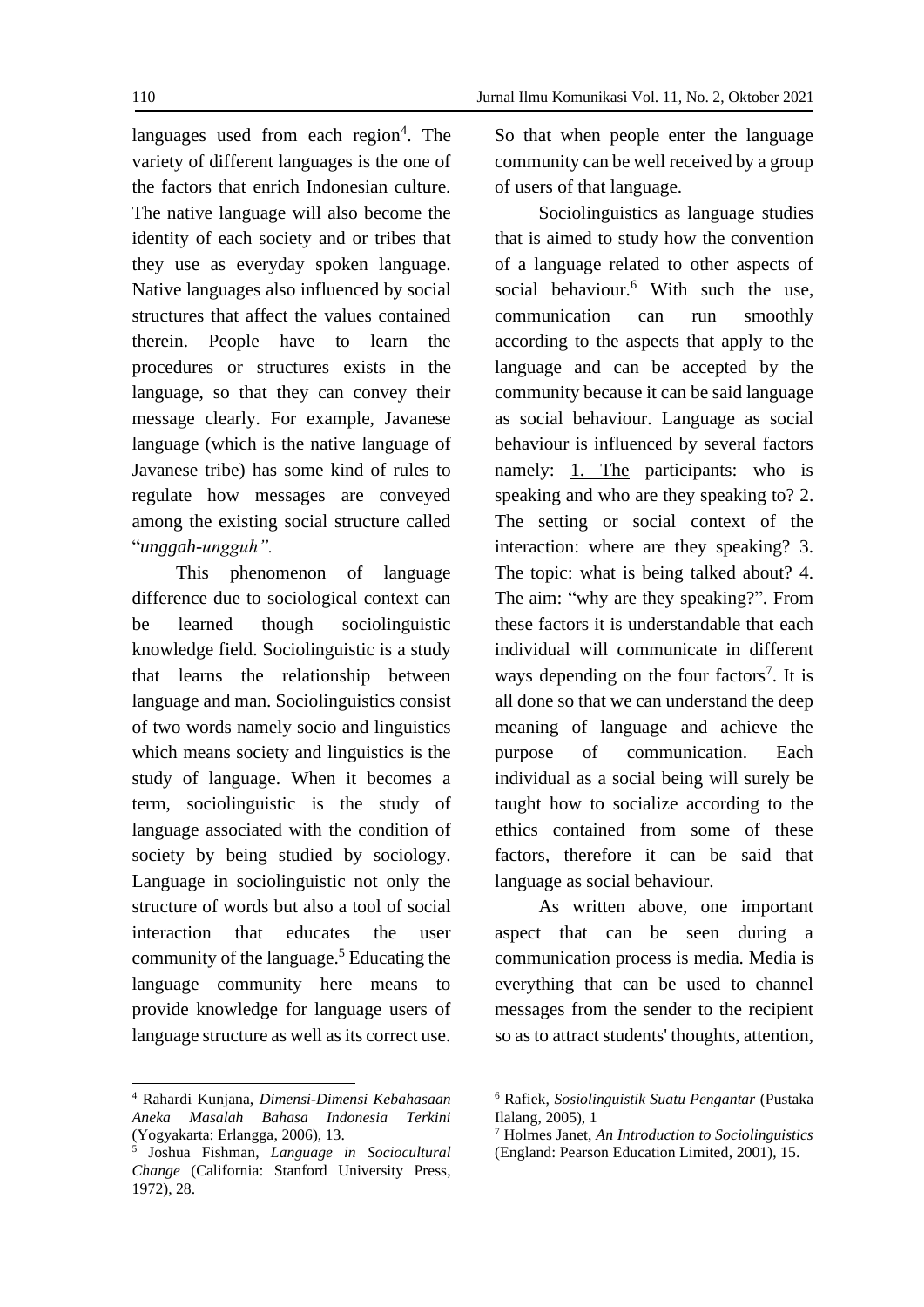languages used from each region[4]. The variety of different languages is the one of the factors that enrich Indonesian culture. The native language will also become the identity of each society and or tribes that they use as everyday spoken language. Native languages also influenced by social structures that affect the values contained therein. People have to learn the procedures or structures exists in the language, so that they can convey their message clearly. For example, Javanese language (which is the native language of Javanese tribe) has some kind of rules to regulate how messages are conveyed among the existing social structure called "*unggah-ungguh".*

This phenomenon of language difference due to sociological context can be learned though sociolinguistic knowledge field. Sociolinguistic is a study that learns the relationship between language and man. Sociolinguistics consist of two words namely socio and linguistics which means society and linguistics is the study of language. When it becomes a term, sociolinguistic is the study of language associated with the condition of society by being studied by sociology. Language in sociolinguistic not only the structure of words but also a tool of social interaction that educates the user community of the language.[5] Educating the language community here means to provide knowledge for language users of language structure as well as its correct use. So that when people enter the language community can be well received by a group of users of that language.

Sociolinguistics as language studies that is aimed to study how the convention of a language related to other aspects of social behaviour.[6] With such the use, communication can run smoothly according to the aspects that apply to the language and can be accepted by the community because it can be said language as social behaviour. Language as social behaviour is influenced by several factors namely: 1. The participants: who is speaking and who are they speaking to? 2. The setting or social context of the interaction: where are they speaking? 3. The topic: what is being talked about? 4. The aim: "why are they speaking?". From these factors it is understandable that each individual will communicate in different ways depending on the four factors[7]. It is all done so that we can understand the deep meaning of language and achieve the purpose of communication. Each individual as a social being will surely be taught how to socialize according to the ethics contained from some of these factors, therefore it can be said that language as social behaviour.

As written above, one important aspect that can be seen during a communication process is media. Media is everything that can be used to channel messages from the sender to the recipient so as to attract students' thoughts, attention,

---

[4] Rahardi Kunjana, *Dimensi-Dimensi Kebahasaan Aneka Masalah Bahasa Indonesia Terkini* (Yogyakarta: Erlangga, 2006), 13.

[5] Joshua Fishman, *Language in Sociocultural Change* (California: Stanford University Press, 1972), 28.

[6] Rafiek, *Sosiolinguistik Suatu Pengantar* (Pustaka Ilalang, 2005), 1

[7] Holmes Janet, *An Introduction to Sociolinguistics* (England: Pearson Education Limited, 2001), 15.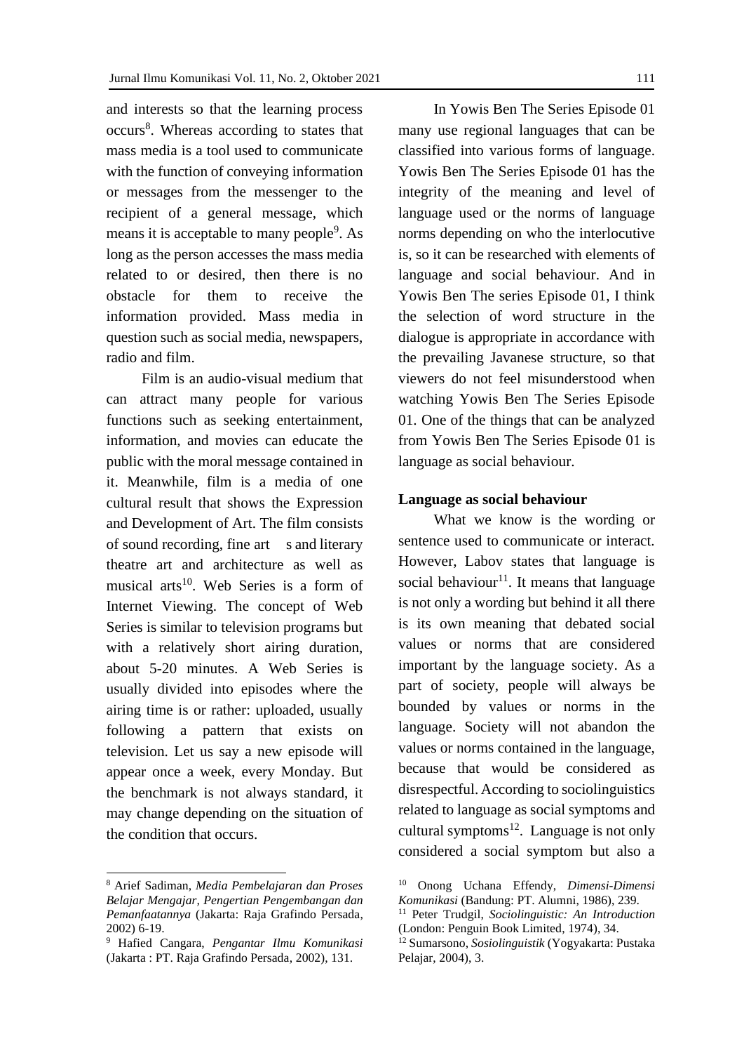and interests so that the learning process occurs[8]. Whereas according to states that mass media is a tool used to communicate with the function of conveying information or messages from the messenger to the recipient of a general message, which means it is acceptable to many people[9]. As long as the person accesses the mass media related to or desired, then there is no obstacle for them to receive the information provided. Mass media in question such as social media, newspapers, radio and film.

Film is an audio-visual medium that can attract many people for various functions such as seeking entertainment, information, and movies can educate the public with the moral message contained in it. Meanwhile, film is a media of one cultural result that shows the Expression and Development of Art. The film consists of sound recording, fine art s and literary theatre art and architecture as well as musical arts[10]. Web Series is a form of Internet Viewing. The concept of Web Series is similar to television programs but with a relatively short airing duration, about 5-20 minutes. A Web Series is usually divided into episodes where the airing time is or rather: uploaded, usually following a pattern that exists on television. Let us say a new episode will appear once a week, every Monday. But the benchmark is not always standard, it may change depending on the situation of the condition that occurs.

In Yowis Ben The Series Episode 01 many use regional languages that can be classified into various forms of language. Yowis Ben The Series Episode 01 has the integrity of the meaning and level of language used or the norms of language norms depending on who the interlocutive is, so it can be researched with elements of language and social behaviour. And in Yowis Ben The series Episode 01, I think the selection of word structure in the dialogue is appropriate in accordance with the prevailing Javanese structure, so that viewers do not feel misunderstood when watching Yowis Ben The Series Episode 01. One of the things that can be analyzed from Yowis Ben The Series Episode 01 is language as social behaviour.

**Language as social behaviour**

What we know is the wording or sentence used to communicate or interact. However, Labov states that language is social behaviour[11]. It means that language is not only a wording but behind it all there is its own meaning that debated social values or norms that are considered important by the language society. As a part of society, people will always be bounded by values or norms in the language. Society will not abandon the values or norms contained in the language, because that would be considered as disrespectful. According to sociolinguistics related to language as social symptoms and cultural symptoms[12]. Language is not only considered a social symptom but also a

---

[8] Arief Sadiman, *Media Pembelajaran dan Proses Belajar Mengajar, Pengertian Pengembangan dan Pemanfaatannya* (Jakarta: Raja Grafindo Persada, 2002) 6-19.

[9] Hafied Cangara, *Pengantar Ilmu Komunikasi* (Jakarta : PT. Raja Grafindo Persada, 2002), 131.

[10] Onong Uchana Effendy, *Dimensi-Dimensi Komunikasi* (Bandung: PT. Alumni, 1986), 239.

[11] Peter Trudgil, *Sociolinguistic: An Introduction* (London: Penguin Book Limited, 1974), 34.

[12] Sumarsono, *Sosiolinguistik* (Yogyakarta: Pustaka Pelajar, 2004), 3.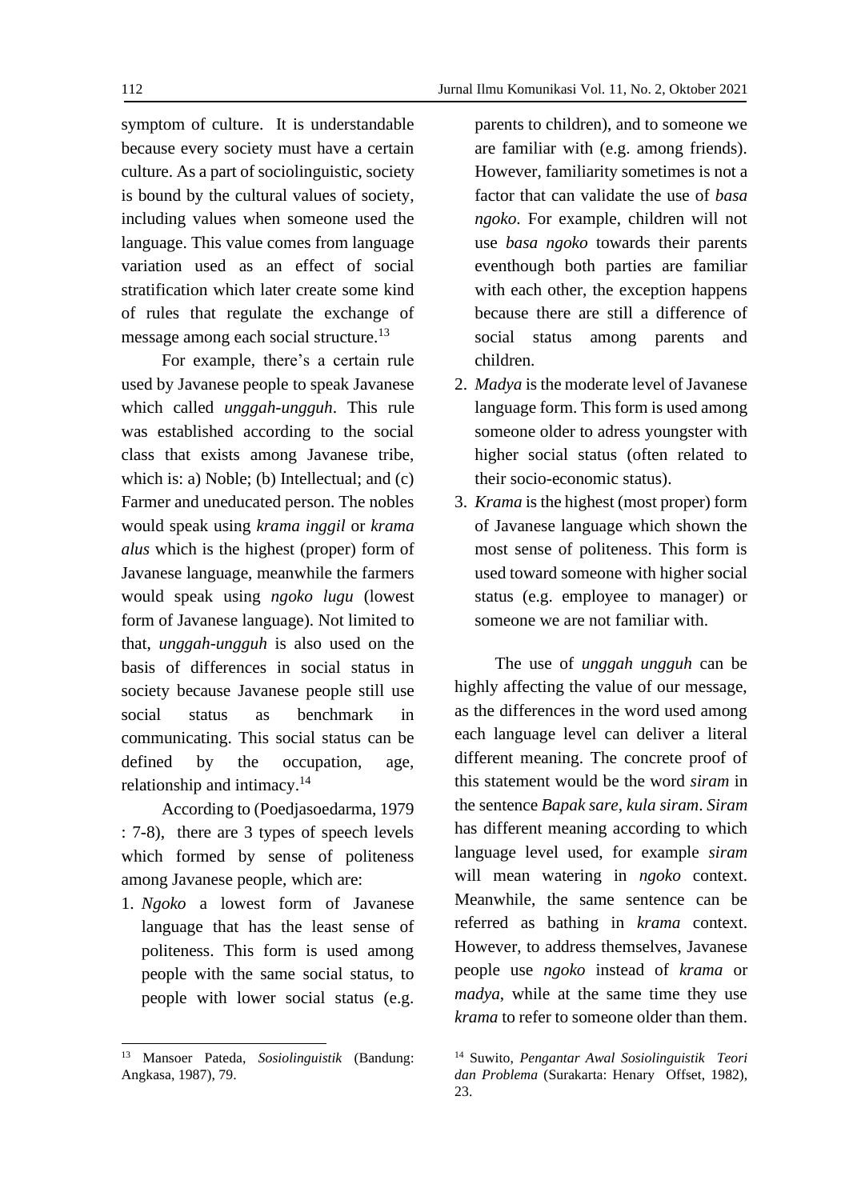symptom of culture. It is understandable because every society must have a certain culture. As a part of sociolinguistic, society is bound by the cultural values of society, including values when someone used the language. This value comes from language variation used as an effect of social stratification which later create some kind of rules that regulate the exchange of message among each social structure.[13]

For example, there's a certain rule used by Javanese people to speak Javanese which called *unggah-ungguh*. This rule was established according to the social class that exists among Javanese tribe, which is: a) Noble; (b) Intellectual; and (c) Farmer and uneducated person. The nobles would speak using *krama inggil* or *krama alus* which is the highest (proper) form of Javanese language, meanwhile the farmers would speak using *ngoko lugu* (lowest form of Javanese language). Not limited to that, *unggah-ungguh* is also used on the basis of differences in social status in society because Javanese people still use social status as benchmark in communicating. This social status can be defined by the occupation, age, relationship and intimacy.[14]

According to (Poedjasoedarma, 1979 : 7-8), there are 3 types of speech levels which formed by sense of politeness among Javanese people, which are:

1. *Ngoko* a lowest form of Javanese language that has the least sense of politeness. This form is used among people with the same social status, to people with lower social status (e.g. parents to children), and to someone we are familiar with (e.g. among friends). However, familiarity sometimes is not a factor that can validate the use of *basa ngoko*. For example, children will not use *basa ngoko* towards their parents eventhough both parties are familiar with each other, the exception happens because there are still a difference of social status among parents and children.
2. *Madya* is the moderate level of Javanese language form. This form is used among someone older to adress youngster with higher social status (often related to their socio-economic status).
3. *Krama* is the highest (most proper) form of Javanese language which shown the most sense of politeness. This form is used toward someone with higher social status (e.g. employee to manager) or someone we are not familiar with.

The use of *unggah ungguh* can be highly affecting the value of our message, as the differences in the word used among each language level can deliver a literal different meaning. The concrete proof of this statement would be the word *siram* in the sentence *Bapak sare, kula siram*. *Siram* has different meaning according to which language level used, for example *siram* will mean watering in *ngoko* context. Meanwhile, the same sentence can be referred as bathing in *krama* context. However, to address themselves, Javanese people use *ngoko* instead of *krama* or *madya*, while at the same time they use *krama* to refer to someone older than them.

---

[13] Mansoer Pateda, *Sosiolinguistik* (Bandung: Angkasa, 1987), 79.

[14] Suwito, *Pengantar Awal Sosiolinguistik Teori dan Problema* (Surakarta: Henary Offset, 1982), 23.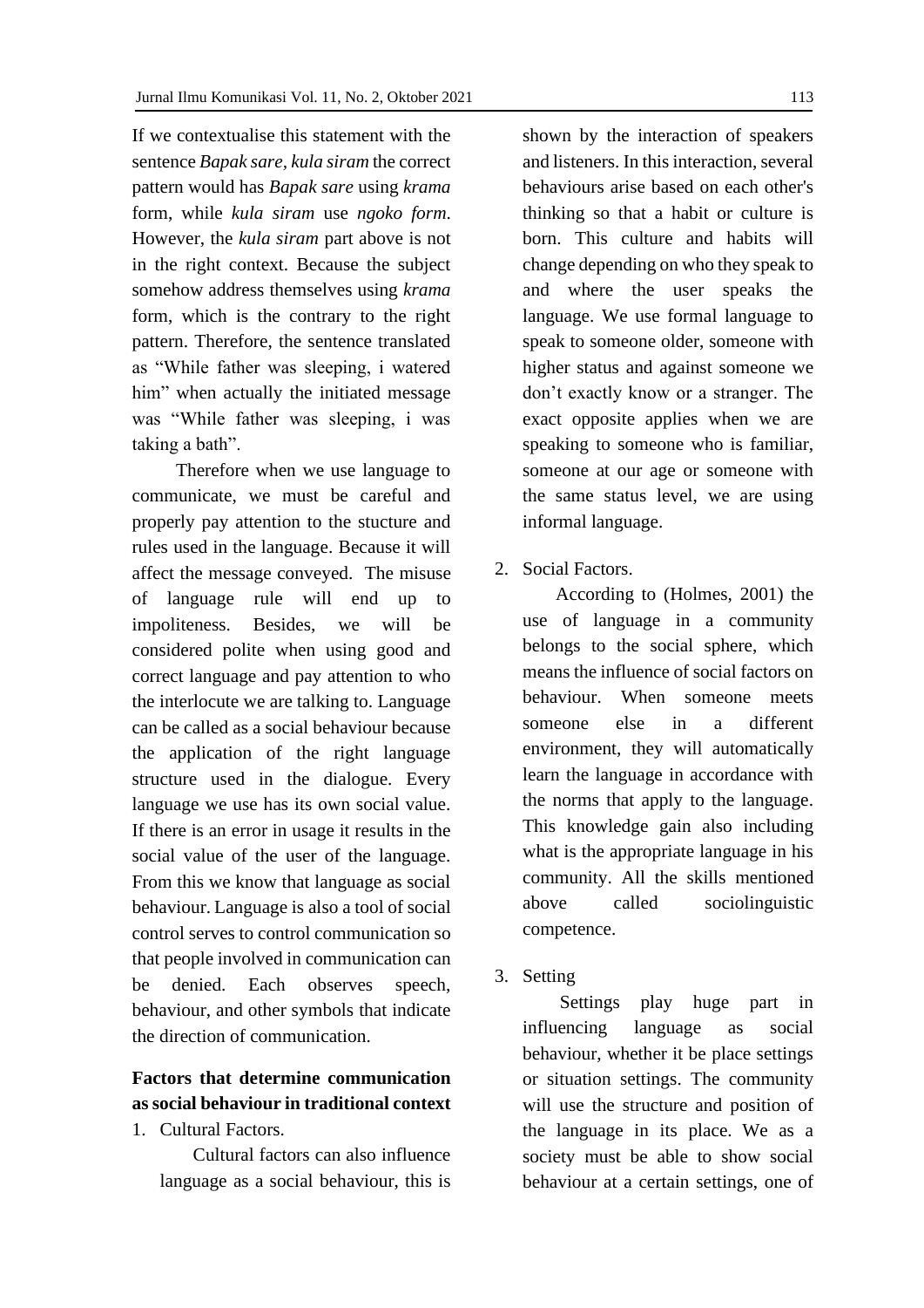If we contextualise this statement with the sentence *Bapak sare, kula siram* the correct pattern would has *Bapak sare* using *krama* form, while *kula siram* use *ngoko form*. However, the *kula siram* part above is not in the right context. Because the subject somehow address themselves using *krama* form, which is the contrary to the right pattern. Therefore, the sentence translated as "While father was sleeping, i watered him" when actually the initiated message was "While father was sleeping, i was taking a bath".

Therefore when we use language to communicate, we must be careful and properly pay attention to the stucture and rules used in the language. Because it will affect the message conveyed. The misuse of language rule will end up to impoliteness. Besides, we will be considered polite when using good and correct language and pay attention to who the interlocute we are talking to. Language can be called as a social behaviour because the application of the right language structure used in the dialogue. Every language we use has its own social value. If there is an error in usage it results in the social value of the user of the language. From this we know that language as social behaviour. Language is also a tool of social control serves to control communication so that people involved in communication can be denied. Each observes speech, behaviour, and other symbols that indicate the direction of communication.

**Factors that determine communication as social behaviour in traditional context**

1. Cultural Factors.

   Cultural factors can also influence language as a social behaviour, this is shown by the interaction of speakers and listeners. In this interaction, several behaviours arise based on each other's thinking so that a habit or culture is born. This culture and habits will change depending on who they speak to and where the user speaks the language. We use formal language to speak to someone older, someone with higher status and against someone we don't exactly know or a stranger. The exact opposite applies when we are speaking to someone who is familiar, someone at our age or someone with the same status level, we are using informal language.

2. Social Factors.

   According to (Holmes, 2001) the use of language in a community belongs to the social sphere, which means the influence of social factors on behaviour. When someone meets someone else in a different environment, they will automatically learn the language in accordance with the norms that apply to the language. This knowledge gain also including what is the appropriate language in his community. All the skills mentioned above called sociolinguistic competence.

3. Setting

   Settings play huge part in influencing language as social behaviour, whether it be place settings or situation settings. The community will use the structure and position of the language in its place. We as a society must be able to show social behaviour at a certain settings, one of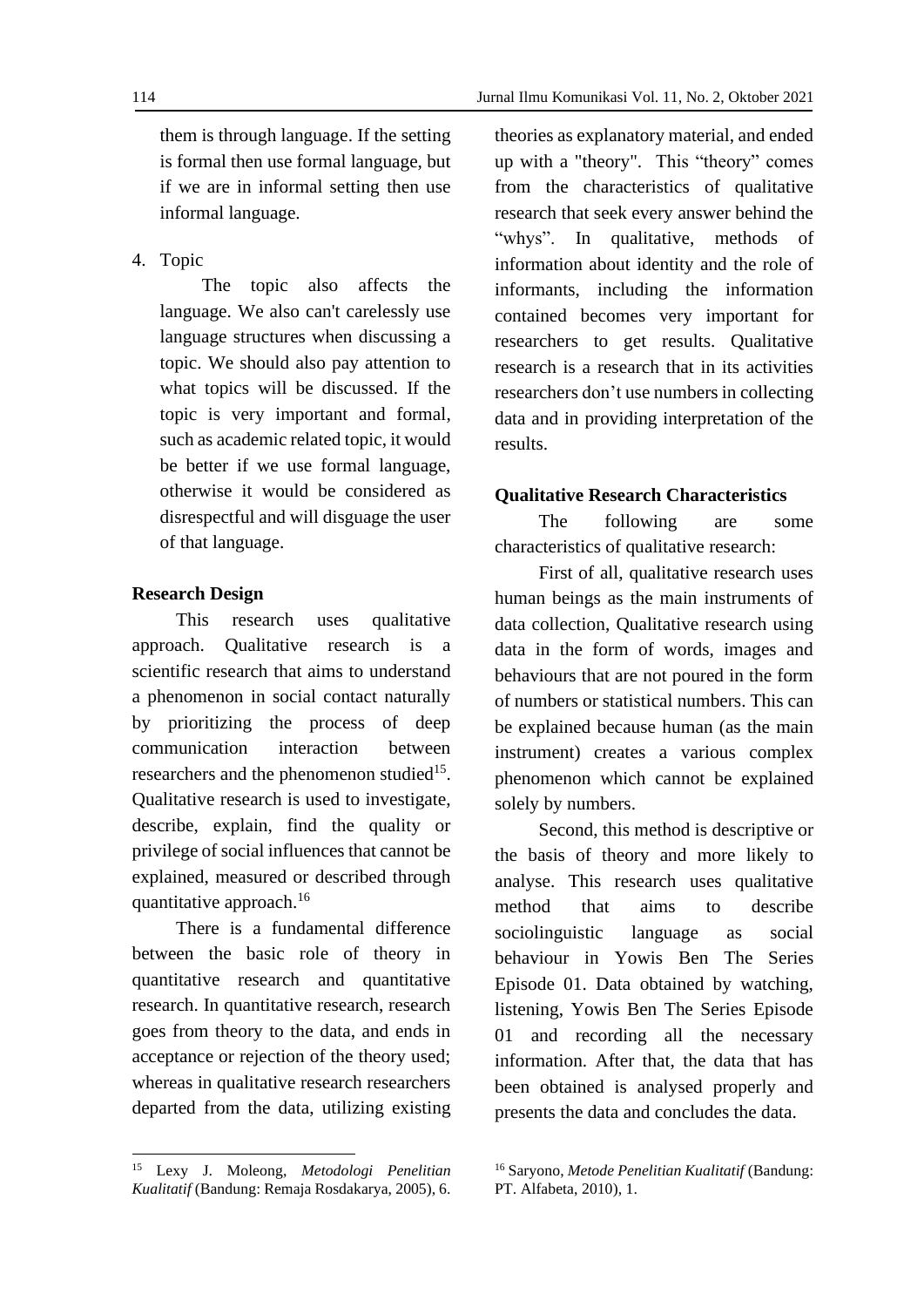them is through language. If the setting is formal then use formal language, but if we are in informal setting then use informal language.

4. Topic

   The topic also affects the language. We also can't carelessly use language structures when discussing a topic. We should also pay attention to what topics will be discussed. If the topic is very important and formal, such as academic related topic, it would be better if we use formal language, otherwise it would be considered as disrespectful and will disguage the user of that language.

**Research Design**

This research uses qualitative approach. Qualitative research is a scientific research that aims to understand a phenomenon in social contact naturally by prioritizing the process of deep communication interaction between researchers and the phenomenon studied[15]. Qualitative research is used to investigate, describe, explain, find the quality or privilege of social influences that cannot be explained, measured or described through quantitative approach.[16]

There is a fundamental difference between the basic role of theory in quantitative research and quantitative research. In quantitative research, research goes from theory to the data, and ends in acceptance or rejection of the theory used; whereas in qualitative research researchers departed from the data, utilizing existing theories as explanatory material, and ended up with a "theory". This "theory" comes from the characteristics of qualitative research that seek every answer behind the "whys". In qualitative, methods of information about identity and the role of informants, including the information contained becomes very important for researchers to get results. Qualitative research is a research that in its activities researchers don't use numbers in collecting data and in providing interpretation of the results.

**Qualitative Research Characteristics**

The following are some characteristics of qualitative research:

First of all, qualitative research uses human beings as the main instruments of data collection, Qualitative research using data in the form of words, images and behaviours that are not poured in the form of numbers or statistical numbers. This can be explained because human (as the main instrument) creates a various complex phenomenon which cannot be explained solely by numbers.

Second, this method is descriptive or the basis of theory and more likely to analyse. This research uses qualitative method that aims to describe sociolinguistic language as social behaviour in Yowis Ben The Series Episode 01. Data obtained by watching, listening, Yowis Ben The Series Episode 01 and recording all the necessary information. After that, the data that has been obtained is analysed properly and presents the data and concludes the data.

---

[15] Lexy J. Moleong, *Metodologi Penelitian Kualitatif* (Bandung: Remaja Rosdakarya, 2005), 6.

[16] Saryono, *Metode Penelitian Kualitatif* (Bandung: PT. Alfabeta, 2010), 1.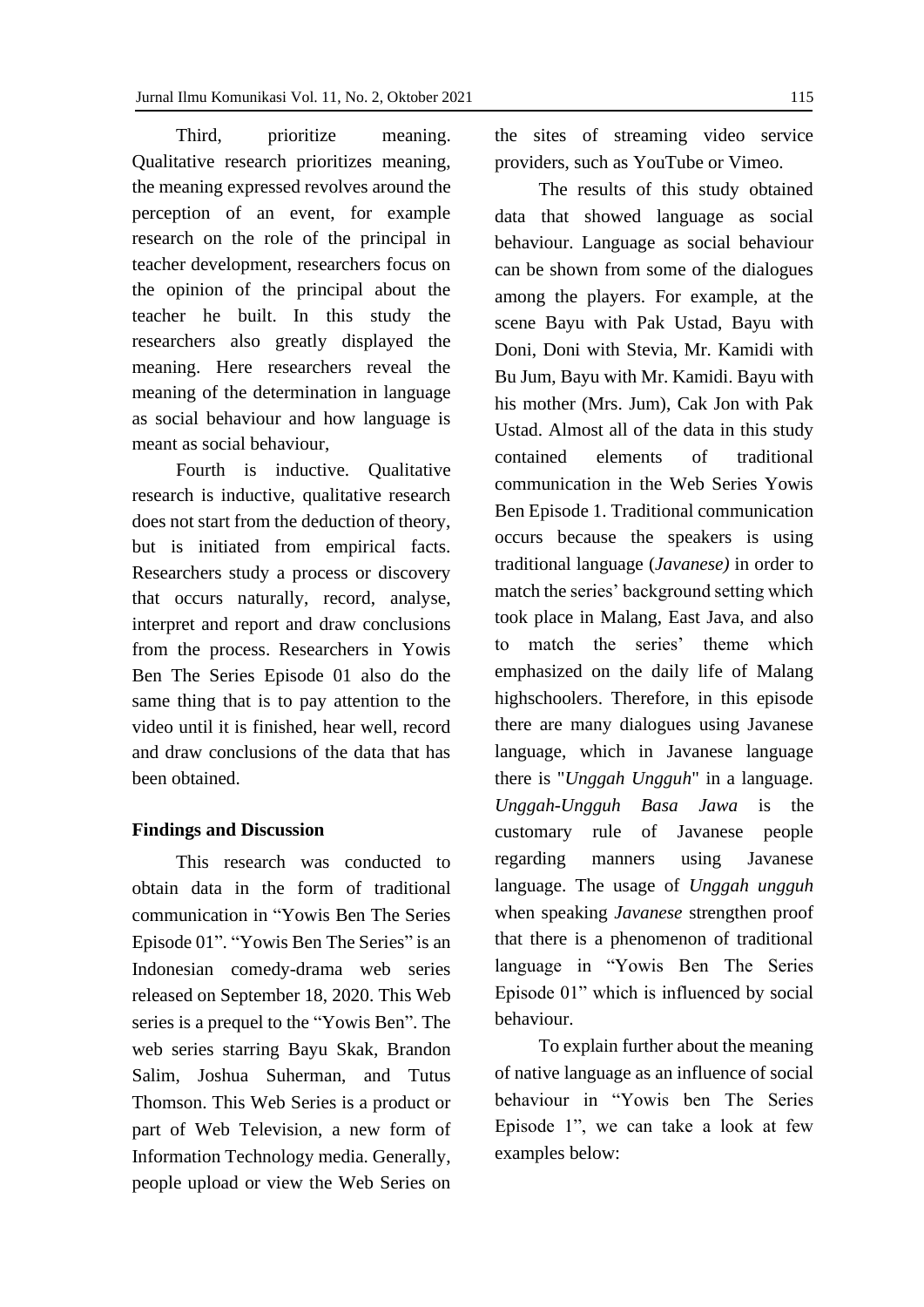Third, prioritize meaning. Qualitative research prioritizes meaning, the meaning expressed revolves around the perception of an event, for example research on the role of the principal in teacher development, researchers focus on the opinion of the principal about the teacher he built. In this study the researchers also greatly displayed the meaning. Here researchers reveal the meaning of the determination in language as social behaviour and how language is meant as social behaviour,

Fourth is inductive. Qualitative research is inductive, qualitative research does not start from the deduction of theory, but is initiated from empirical facts. Researchers study a process or discovery that occurs naturally, record, analyse, interpret and report and draw conclusions from the process. Researchers in Yowis Ben The Series Episode 01 also do the same thing that is to pay attention to the video until it is finished, hear well, record and draw conclusions of the data that has been obtained.

**Findings and Discussion**

This research was conducted to obtain data in the form of traditional communication in "Yowis Ben The Series Episode 01". "Yowis Ben The Series" is an Indonesian comedy-drama web series released on September 18, 2020. This Web series is a prequel to the "Yowis Ben". The web series starring Bayu Skak, Brandon Salim, Joshua Suherman, and Tutus Thomson. This Web Series is a product or part of Web Television, a new form of Information Technology media. Generally, people upload or view the Web Series on the sites of streaming video service providers, such as YouTube or Vimeo.

The results of this study obtained data that showed language as social behaviour. Language as social behaviour can be shown from some of the dialogues among the players. For example, at the scene Bayu with Pak Ustad, Bayu with Doni, Doni with Stevia, Mr. Kamidi with Bu Jum, Bayu with Mr. Kamidi. Bayu with his mother (Mrs. Jum), Cak Jon with Pak Ustad. Almost all of the data in this study contained elements of traditional communication in the Web Series Yowis Ben Episode 1. Traditional communication occurs because the speakers is using traditional language (*Javanese)* in order to match the series' background setting which took place in Malang, East Java, and also to match the series' theme which emphasized on the daily life of Malang highschoolers. Therefore, in this episode there are many dialogues using Javanese language, which in Javanese language there is "*Unggah Ungguh*" in a language. *Unggah-Ungguh Basa Jawa* is the customary rule of Javanese people regarding manners using Javanese language. The usage of *Unggah ungguh* when speaking *Javanese* strengthen proof that there is a phenomenon of traditional language in "Yowis Ben The Series Episode 01" which is influenced by social behaviour.

To explain further about the meaning of native language as an influence of social behaviour in "Yowis ben The Series Episode 1", we can take a look at few examples below: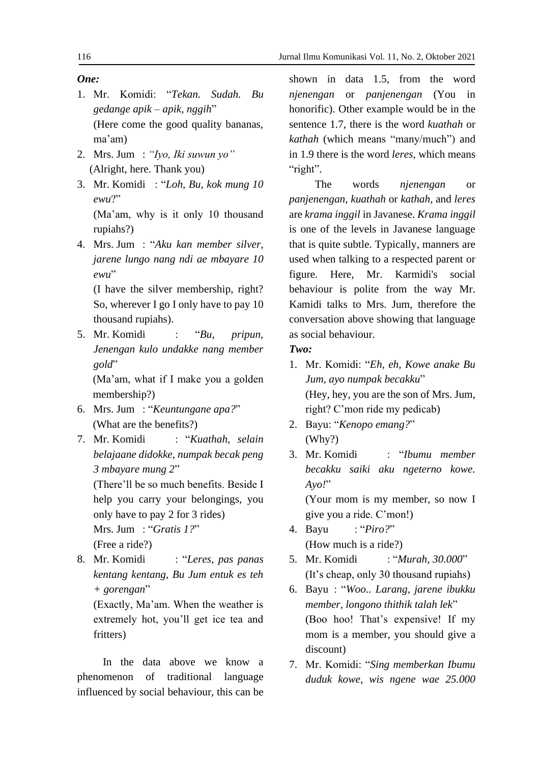***One:***

1. Mr. Komidi: "*Tekan. Sudah. Bu gedange apik – apik, nggih*"
   (Here come the good quality bananas, ma'am)
2. Mrs. Jum : *"Iyo, Iki suwun yo"*
   (Alright, here. Thank you)
3. Mr. Komidi : "*Loh, Bu, kok mung 10 ewu*?"
   (Ma'am, why is it only 10 thousand rupiahs?)
4. Mrs. Jum : "*Aku kan member silver, jarene lungo nang ndi ae mbayare 10 ewu*"
   (I have the silver membership, right? So, wherever I go I only have to pay 10 thousand rupiahs).
5. Mr. Komidi : "*Bu, pripun, Jenengan kulo undakke nang member gold*"
   (Ma'am, what if I make you a golden membership?)
6. Mrs. Jum : "*Keuntungane apa?*"
   (What are the benefits?)
7. Mr. Komidi : "*Kuathah, selain belajaane didokke, numpak becak peng 3 mbayare mung 2*"
   (There'll be so much benefits. Beside I help you carry your belongings, you only have to pay 2 for 3 rides)
   Mrs. Jum : "*Gratis 1?*"
   (Free a ride?)
8. Mr. Komidi : "*Leres, pas panas kentang kentang, Bu Jum entuk es teh + gorengan*"
   (Exactly, Ma'am. When the weather is extremely hot, you'll get ice tea and fritters)

In the data above we know a phenomenon of traditional language influenced by social behaviour, this can be shown in data 1.5, from the word *njenengan* or *panjenengan* (You in honorific). Other example would be in the sentence 1.7, there is the word *kuathah* or *kathah* (which means "many/much") and in 1.9 there is the word *leres*, which means "right".

The words *njenengan* or *panjenengan*, *kuathah* or *kathah,* and *leres* are *krama inggil* in Javanese. *Krama inggil* is one of the levels in Javanese language that is quite subtle. Typically, manners are used when talking to a respected parent or figure. Here, Mr. Karmidi's social behaviour is polite from the way Mr. Kamidi talks to Mrs. Jum, therefore the conversation above showing that language as social behaviour.

***Two:***

1. Mr. Komidi: "*Eh, eh, Kowe anake Bu Jum, ayo numpak becakku*"
   (Hey, hey, you are the son of Mrs. Jum, right? C'mon ride my pedicab)
2. Bayu: "*Kenopo emang?*"
   (Why?)
3. Mr. Komidi : "*Ibumu member becakku saiki aku ngeterno kowe. Ayo!*"
   (Your mom is my member, so now I give you a ride. C'mon!)
4. Bayu : "*Piro?*"
   (How much is a ride?)
5. Mr. Komidi : "*Murah, 30.000*"
   (It's cheap, only 30 thousand rupiahs)
6. Bayu : "*Woo.. Larang, jarene ibukku member, longono thithik talah lek*"
   (Boo hoo! That's expensive! If my mom is a member, you should give a discount)
7. Mr. Komidi: "*Sing memberkan Ibumu duduk kowe, wis ngene wae 25.000*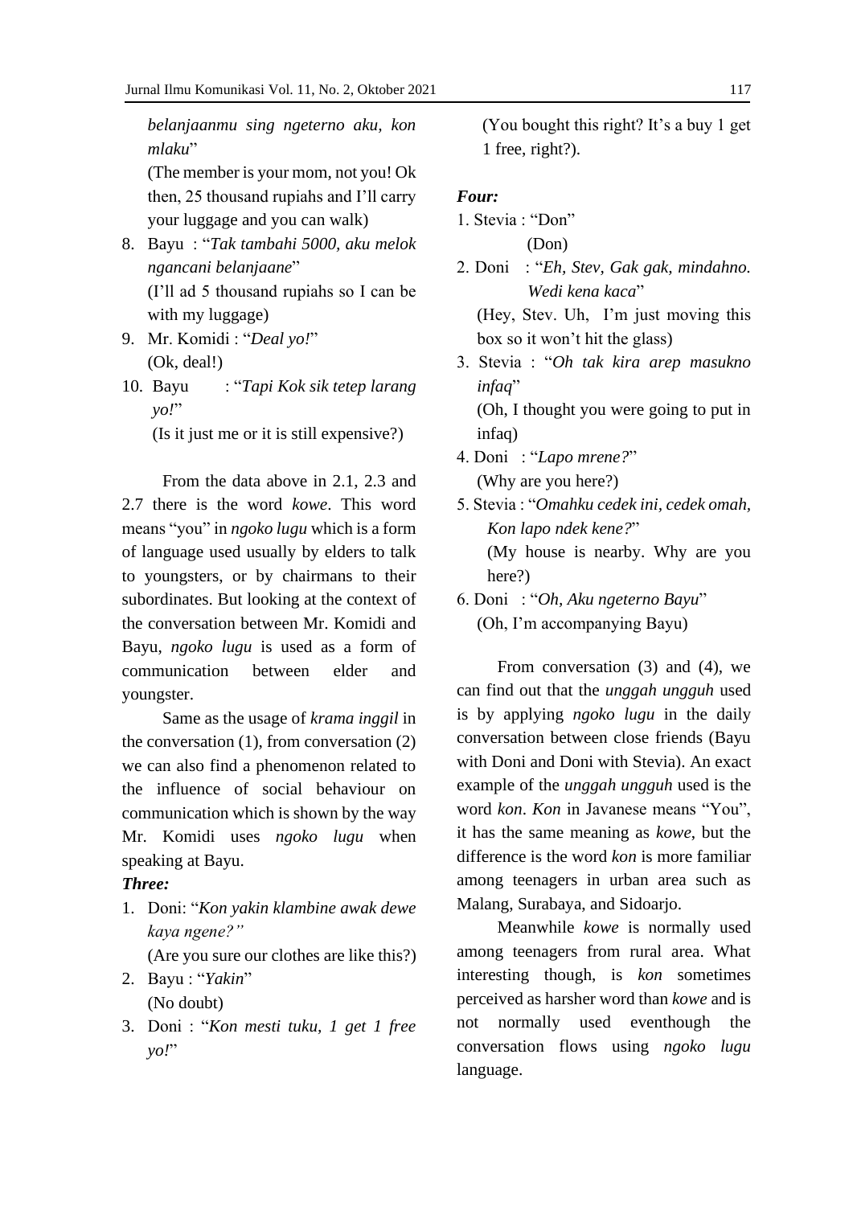*belanjaanmu sing ngeterno aku, kon mlaku*"

(The member is your mom, not you! Ok then, 25 thousand rupiahs and I'll carry your luggage and you can walk)

8. Bayu : "*Tak tambahi 5000, aku melok ngancani belanjaane*"
   (I'll ad 5 thousand rupiahs so I can be with my luggage)
9. Mr. Komidi : "*Deal yo!*"
   (Ok, deal!)
10. Bayu : "*Tapi Kok sik tetep larang yo!*"
    (Is it just me or it is still expensive?)

From the data above in 2.1, 2.3 and 2.7 there is the word *kowe*. This word means "you" in *ngoko lugu* which is a form of language used usually by elders to talk to youngsters, or by chairmans to their subordinates. But looking at the context of the conversation between Mr. Komidi and Bayu, *ngoko lugu* is used as a form of communication between elder and youngster.

Same as the usage of *krama inggil* in the conversation (1), from conversation (2) we can also find a phenomenon related to the influence of social behaviour on communication which is shown by the way Mr. Komidi uses *ngoko lugu* when speaking at Bayu.

***Three:***

1. Doni: "*Kon yakin klambine awak dewe kaya ngene?"*
   (Are you sure our clothes are like this?)
2. Bayu : "*Yakin*"
   (No doubt)
3. Doni : "*Kon mesti tuku, 1 get 1 free yo!*"
   (You bought this right? It's a buy 1 get 1 free, right?).

***Four:***

1. Stevia : "Don"
   (Don)
2. Doni : "*Eh, Stev, Gak gak, mindahno. Wedi kena kaca*"
   (Hey, Stev. Uh, I'm just moving this box so it won't hit the glass)
3. Stevia : "*Oh tak kira arep masukno infaq*"
   (Oh, I thought you were going to put in infaq)
4. Doni : "*Lapo mrene?*"
   (Why are you here?)
5. Stevia : "*Omahku cedek ini, cedek omah, Kon lapo ndek kene?*"
   (My house is nearby. Why are you here?)
6. Doni : "*Oh, Aku ngeterno Bayu*"
   (Oh, I'm accompanying Bayu)

From conversation (3) and (4), we can find out that the *unggah ungguh* used is by applying *ngoko lugu* in the daily conversation between close friends (Bayu with Doni and Doni with Stevia). An exact example of the *unggah ungguh* used is the word *kon*. *Kon* in Javanese means "You", it has the same meaning as *kowe*, but the difference is the word *kon* is more familiar among teenagers in urban area such as Malang, Surabaya, and Sidoarjo.

Meanwhile *kowe* is normally used among teenagers from rural area. What interesting though, is *kon* sometimes perceived as harsher word than *kowe* and is not normally used eventhough the conversation flows using *ngoko lugu* language.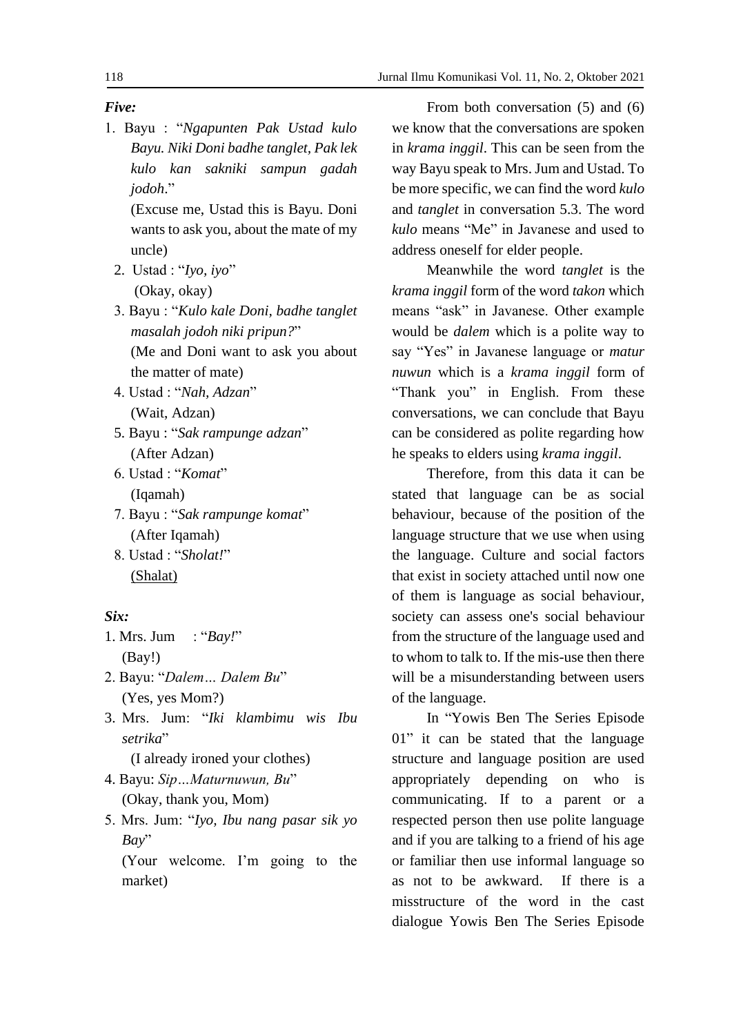*Five:*

1. Bayu : "*Ngapunten Pak Ustad kulo Bayu. Niki Doni badhe tanglet, Pak lek kulo kan sakniki sampun gadah jodoh*."
   (Excuse me, Ustad this is Bayu. Doni wants to ask you, about the mate of my uncle)
2. Ustad : "*Iyo, iyo*"
   (Okay, okay)
3. Bayu : "*Kulo kale Doni, badhe tanglet masalah jodoh niki pripun?*"
   (Me and Doni want to ask you about the matter of mate)
4. Ustad : "*Nah, Adzan*"
   (Wait, Adzan)
5. Bayu : "*Sak rampunge adzan*"
   (After Adzan)
6. Ustad : "*Komat*"
   (Iqamah)
7. Bayu : "*Sak rampunge komat*"
   (After Iqamah)
8. Ustad : "*Sholat!*"
   (Shalat)

*Six:*

1. Mrs. Jum : "*Bay!*"
   (Bay!)
2. Bayu: "*Dalem… Dalem Bu*"
   (Yes, yes Mom?)
3. Mrs. Jum: "*Iki klambimu wis Ibu setrika*"
   (I already ironed your clothes)
4. Bayu: *Sip…Maturnuwun, Bu*"
   (Okay, thank you, Mom)
5. Mrs. Jum: "*Iyo, Ibu nang pasar sik yo Bay*"
   (Your welcome. I'm going to the market)

From both conversation (5) and (6) we know that the conversations are spoken in *krama inggil*. This can be seen from the way Bayu speak to Mrs. Jum and Ustad. To be more specific, we can find the word *kulo* and *tanglet* in conversation 5.3. The word *kulo* means "Me" in Javanese and used to address oneself for elder people.

Meanwhile the word *tanglet* is the *krama inggil* form of the word *takon* which means "ask" in Javanese. Other example would be *dalem* which is a polite way to say "Yes" in Javanese language or *matur nuwun* which is a *krama inggil* form of "Thank you" in English. From these conversations, we can conclude that Bayu can be considered as polite regarding how he speaks to elders using *krama inggil*.

Therefore, from this data it can be stated that language can be as social behaviour, because of the position of the language structure that we use when using the language. Culture and social factors that exist in society attached until now one of them is language as social behaviour, society can assess one's social behaviour from the structure of the language used and to whom to talk to. If the mis-use then there will be a misunderstanding between users of the language.

In "Yowis Ben The Series Episode 01" it can be stated that the language structure and language position are used appropriately depending on who is communicating. If to a parent or a respected person then use polite language and if you are talking to a friend of his age or familiar then use informal language so as not to be awkward. If there is a misstructure of the word in the cast dialogue Yowis Ben The Series Episode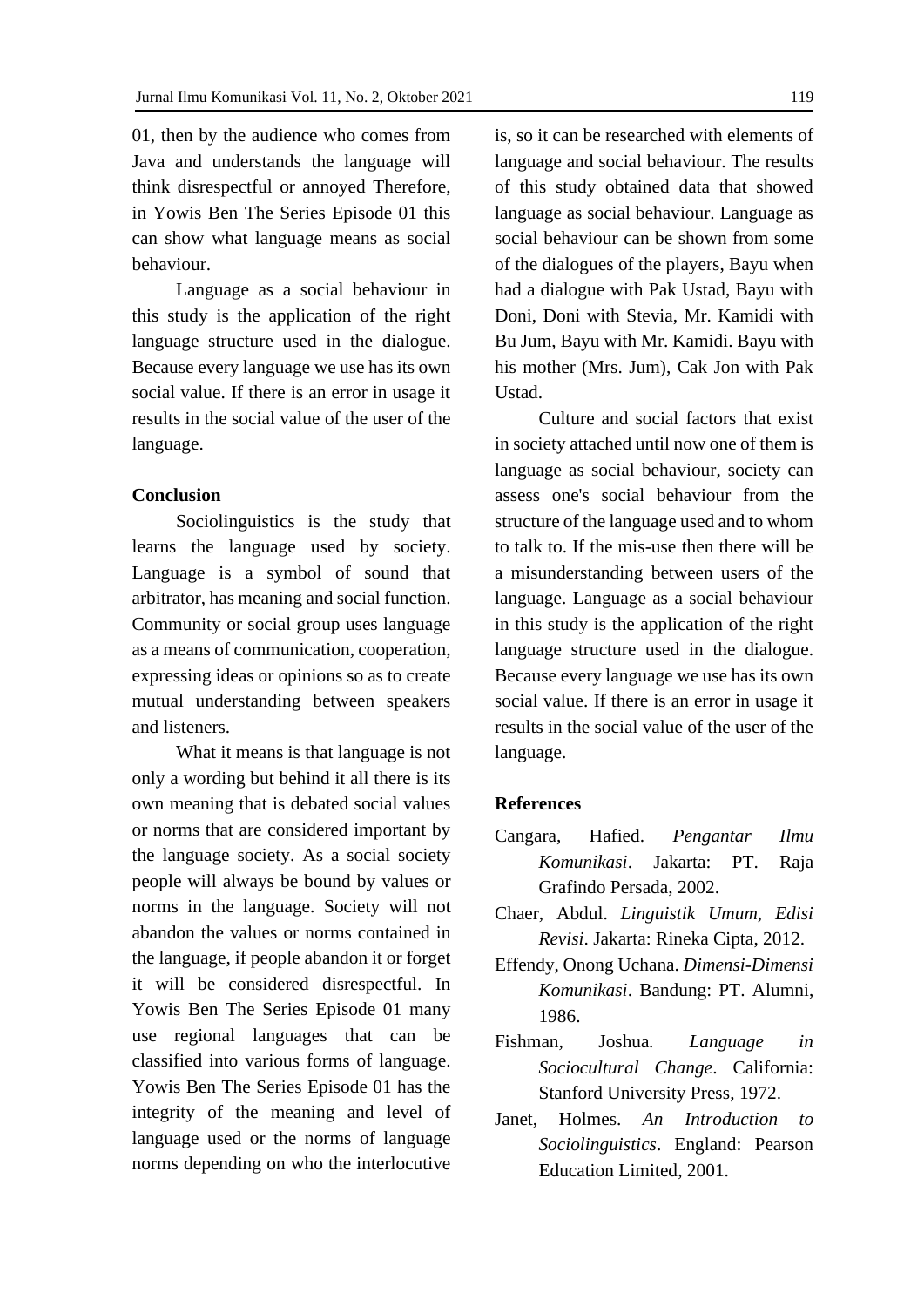01, then by the audience who comes from Java and understands the language will think disrespectful or annoyed Therefore, in Yowis Ben The Series Episode 01 this can show what language means as social behaviour.

Language as a social behaviour in this study is the application of the right language structure used in the dialogue. Because every language we use has its own social value. If there is an error in usage it results in the social value of the user of the language.

## Conclusion

Sociolinguistics is the study that learns the language used by society. Language is a symbol of sound that arbitrator, has meaning and social function. Community or social group uses language as a means of communication, cooperation, expressing ideas or opinions so as to create mutual understanding between speakers and listeners.

What it means is that language is not only a wording but behind it all there is its own meaning that is debated social values or norms that are considered important by the language society. As a social society people will always be bound by values or norms in the language. Society will not abandon the values or norms contained in the language, if people abandon it or forget it will be considered disrespectful. In Yowis Ben The Series Episode 01 many use regional languages that can be classified into various forms of language. Yowis Ben The Series Episode 01 has the integrity of the meaning and level of language used or the norms of language norms depending on who the interlocutive is, so it can be researched with elements of language and social behaviour. The results of this study obtained data that showed language as social behaviour. Language as social behaviour can be shown from some of the dialogues of the players, Bayu when had a dialogue with Pak Ustad, Bayu with Doni, Doni with Stevia, Mr. Kamidi with Bu Jum, Bayu with Mr. Kamidi. Bayu with his mother (Mrs. Jum), Cak Jon with Pak Ustad.

Culture and social factors that exist in society attached until now one of them is language as social behaviour, society can assess one's social behaviour from the structure of the language used and to whom to talk to. If the mis-use then there will be a misunderstanding between users of the language. Language as a social behaviour in this study is the application of the right language structure used in the dialogue. Because every language we use has its own social value. If there is an error in usage it results in the social value of the user of the language.

## References

Cangara, Hafied. *Pengantar Ilmu Komunikasi*. Jakarta: PT. Raja Grafindo Persada, 2002.

Chaer, Abdul. *Linguistik Umum, Edisi Revisi*. Jakarta: Rineka Cipta, 2012.

Effendy, Onong Uchana. *Dimensi-Dimensi Komunikasi*. Bandung: PT. Alumni, 1986.

Fishman, Joshua. *Language in Sociocultural Change*. California: Stanford University Press, 1972.

Janet, Holmes. *An Introduction to Sociolinguistics*. England: Pearson Education Limited, 2001.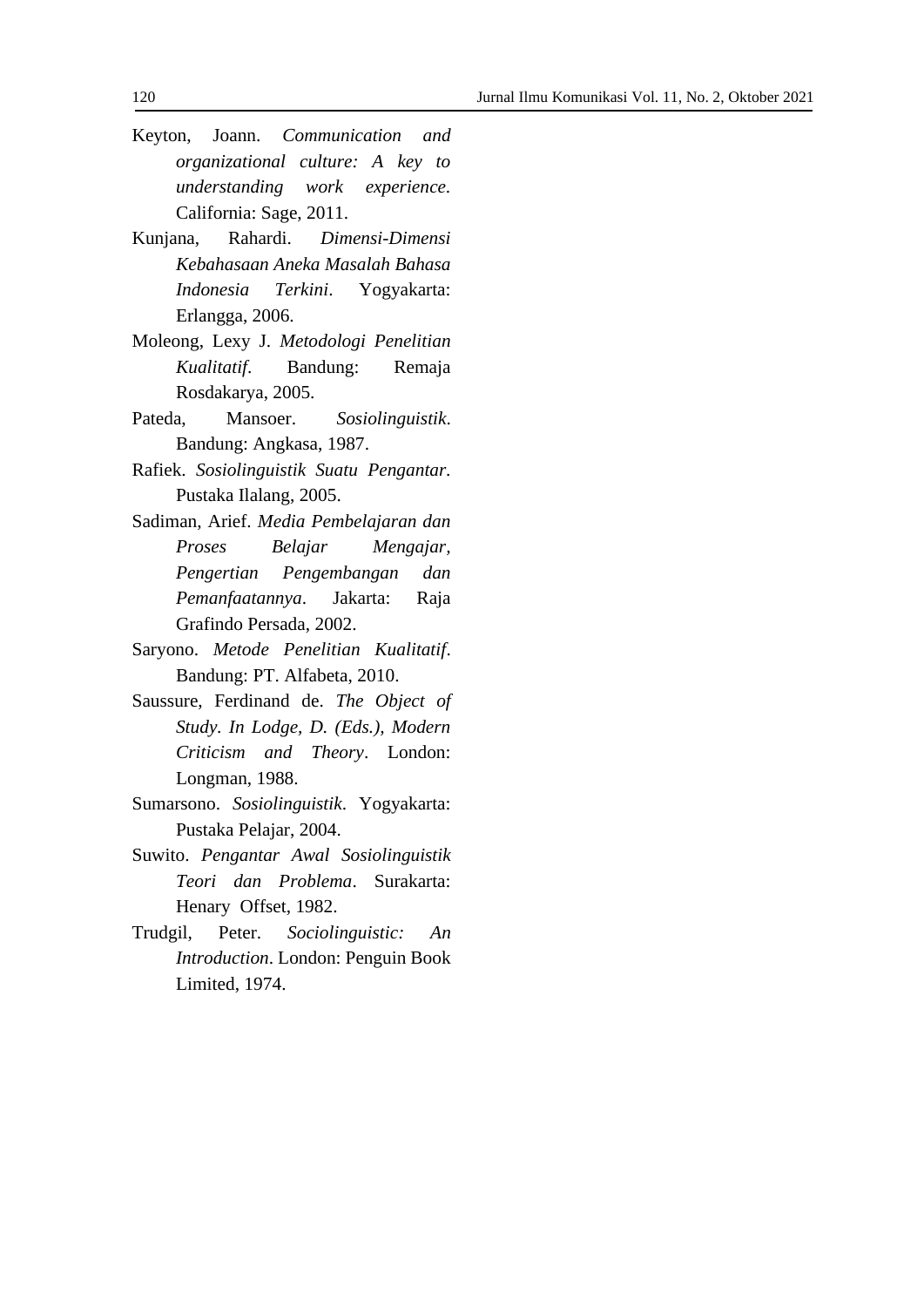Keyton, Joann. *Communication and organizational culture: A key to understanding work experience*. California: Sage, 2011.

Kunjana, Rahardi. *Dimensi-Dimensi Kebahasaan Aneka Masalah Bahasa Indonesia Terkini*. Yogyakarta: Erlangga, 2006.

Moleong, Lexy J. *Metodologi Penelitian Kualitatif*. Bandung: Remaja Rosdakarya, 2005.

Pateda, Mansoer. *Sosiolinguistik*. Bandung: Angkasa, 1987.

Rafiek. *Sosiolinguistik Suatu Pengantar*. Pustaka Ilalang, 2005.

Sadiman, Arief. *Media Pembelajaran dan Proses Belajar Mengajar, Pengertian Pengembangan dan Pemanfaatannya*. Jakarta: Raja Grafindo Persada, 2002.

Saryono. *Metode Penelitian Kualitatif*. Bandung: PT. Alfabeta, 2010.

Saussure, Ferdinand de. *The Object of Study. In Lodge, D. (Eds.), Modern Criticism and Theory*. London: Longman, 1988.

Sumarsono. *Sosiolinguistik*. Yogyakarta: Pustaka Pelajar, 2004.

Suwito. *Pengantar Awal Sosiolinguistik Teori dan Problema*. Surakarta: Henary Offset, 1982.

Trudgil, Peter. *Sociolinguistic: An Introduction*. London: Penguin Book Limited, 1974.